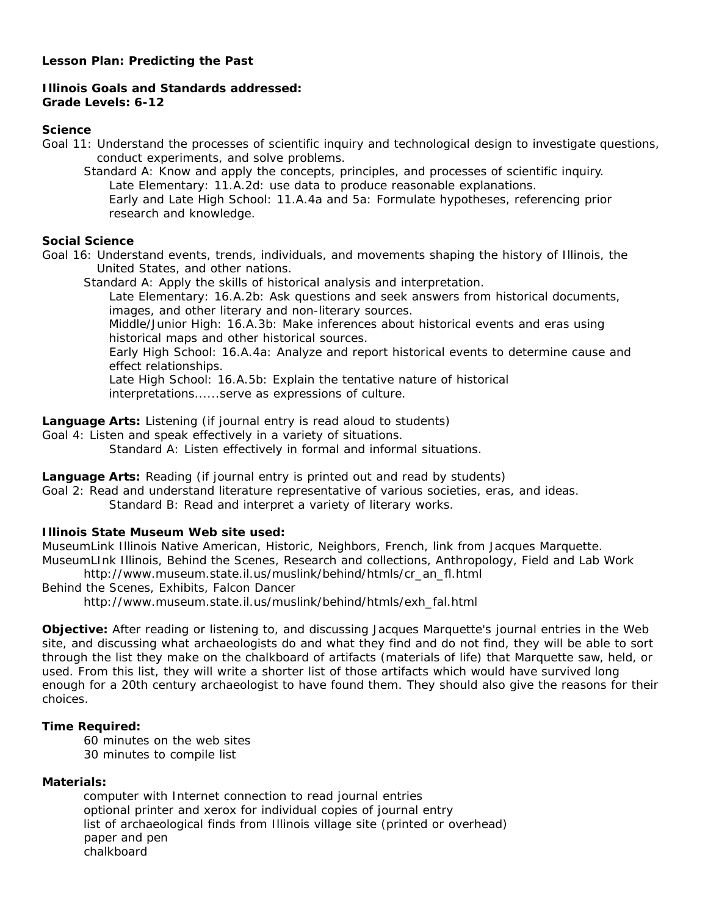**Lesson Plan: Predicting the Past**

**Illinois Goals and Standards addressed:**
**Grade Levels: 6-12**

**Science**

Goal 11: Understand the processes of scientific inquiry and technological design to investigate questions, conduct experiments, and solve problems.

Standard A: Know and apply the concepts, principles, and processes of scientific inquiry.

Late Elementary: 11.A.2d: use data to produce reasonable explanations.

Early and Late High School: 11.A.4a and 5a: Formulate hypotheses, referencing prior research and knowledge.

**Social Science**

Goal 16: Understand events, trends, individuals, and movements shaping the history of Illinois, the United States, and other nations.

Standard A: Apply the skills of historical analysis and interpretation.

Late Elementary: 16.A.2b: Ask questions and seek answers from historical documents, images, and other literary and non-literary sources.

Middle/Junior High: 16.A.3b: Make inferences about historical events and eras using historical maps and other historical sources.

Early High School: 16.A.4a: Analyze and report historical events to determine cause and effect relationships.

Late High School: 16.A.5b: Explain the tentative nature of historical interpretations......serve as expressions of culture.

**Language Arts:** Listening (if journal entry is read aloud to students)

Goal 4: Listen and speak effectively in a variety of situations.

Standard A: Listen effectively in formal and informal situations.

**Language Arts:** Reading (if journal entry is printed out and read by students)

Goal 2: Read and understand literature representative of various societies, eras, and ideas.

Standard B: Read and interpret a variety of literary works.

**Illinois State Museum Web site used:**

MuseumLink Illinois Native American, Historic, Neighbors, French, link from Jacques Marquette.

MuseumLInk Illinois, Behind the Scenes, Research and collections, Anthropology, Field and Lab Work

http://www.museum.state.il.us/muslink/behind/htmls/cr_an_fl.html

Behind the Scenes, Exhibits, Falcon Dancer

http://www.museum.state.il.us/muslink/behind/htmls/exh_fal.html

**Objective:** After reading or listening to, and discussing Jacques Marquette's journal entries in the Web site, and discussing what archaeologists do and what they find and do not find, they will be able to sort through the list they make on the chalkboard of artifacts (materials of life) that Marquette saw, held, or used. From this list, they will write a shorter list of those artifacts which would have survived long enough for a 20th century archaeologist to have found them. They should also give the reasons for their choices.

**Time Required:**

60 minutes on the web sites
30 minutes to compile list

**Materials:**

computer with Internet connection to read journal entries
optional printer and xerox for individual copies of journal entry
list of archaeological finds from Illinois village site (printed or overhead)
paper and pen
chalkboard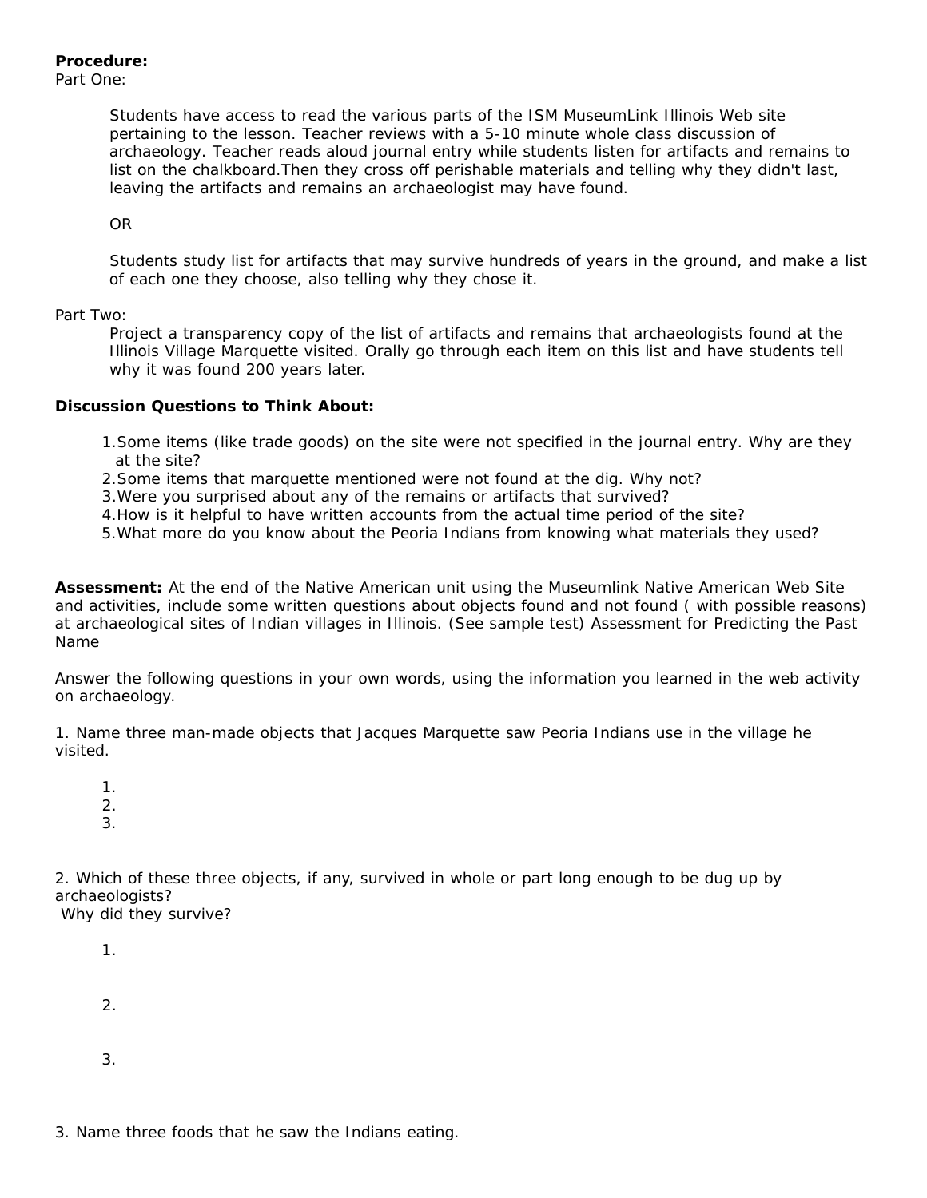**Procedure:**

Part One:

Students have access to read the various parts of the ISM MuseumLink Illinois Web site pertaining to the lesson. Teacher reviews with a 5-10 minute whole class discussion of archaeology. Teacher reads aloud journal entry while students listen for artifacts and remains to list on the chalkboard.Then they cross off perishable materials and telling why they didn't last, leaving the artifacts and remains an archaeologist may have found.

OR

Students study list for artifacts that may survive hundreds of years in the ground, and make a list of each one they choose, also telling why they chose it.

Part Two:

Project a transparency copy of the list of artifacts and remains that archaeologists found at the Illinois Village Marquette visited. Orally go through each item on this list and have students tell why it was found 200 years later.

**Discussion Questions to Think About:**

1. Some items (like trade goods) on the site were not specified in the journal entry. Why are they at the site?
2. Some items that marquette mentioned were not found at the dig. Why not?
3. Were you surprised about any of the remains or artifacts that survived?
4. How is it helpful to have written accounts from the actual time period of the site?
5. What more do you know about the Peoria Indians from knowing what materials they used?

**Assessment:** At the end of the Native American unit using the Museumlink Native American Web Site and activities, include some written questions about objects found and not found ( with possible reasons) at archaeological sites of Indian villages in Illinois. (See sample test) Assessment for Predicting the Past Name

Answer the following questions in your own words, using the information you learned in the web activity on archaeology.

1. Name three man-made objects that Jacques Marquette saw Peoria Indians use in the village he visited.

    1.
    2.
    3.

2. Which of these three objects, if any, survived in whole or part long enough to be dug up by archaeologists?
 Why did they survive?

    1.

    2.

    3.

3. Name three foods that he saw the Indians eating.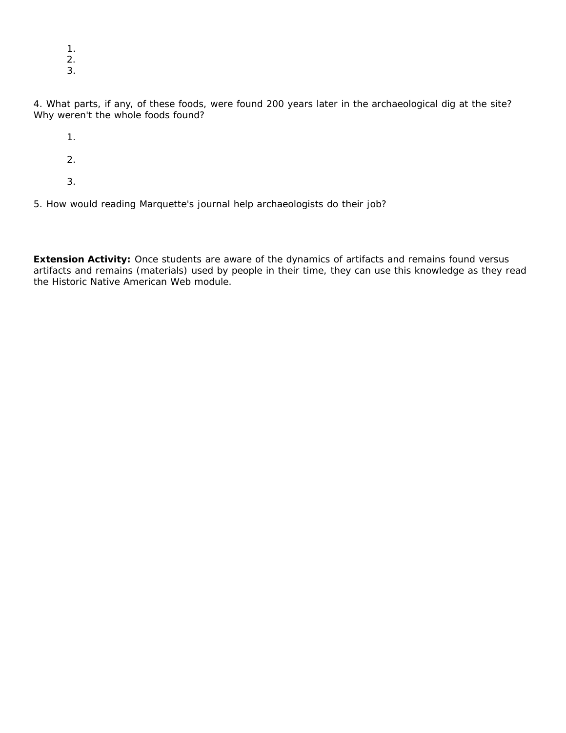1.
2.
3.

4. What parts, if any, of these foods, were found 200 years later in the archaeological dig at the site? Why weren't the whole foods found?

1.

2.

3.

5. How would reading Marquette's journal help archaeologists do their job?

**Extension Activity:** Once students are aware of the dynamics of artifacts and remains found versus artifacts and remains (materials) used by people in their time, they can use this knowledge as they read the Historic Native American Web module.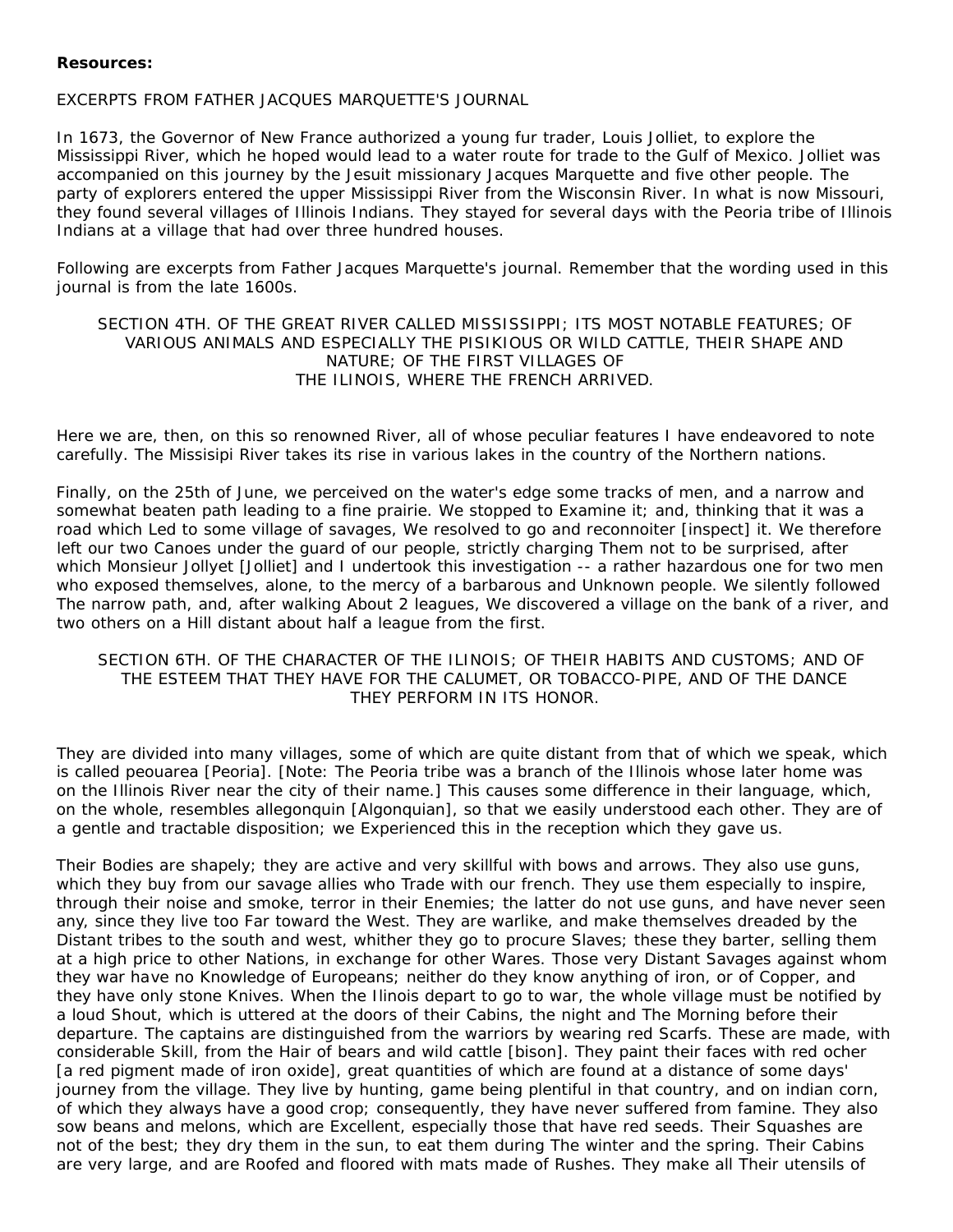**Resources:**

EXCERPTS FROM FATHER JACQUES MARQUETTE'S JOURNAL

In 1673, the Governor of New France authorized a young fur trader, Louis Jolliet, to explore the Mississippi River, which he hoped would lead to a water route for trade to the Gulf of Mexico. Jolliet was accompanied on this journey by the Jesuit missionary Jacques Marquette and five other people. The party of explorers entered the upper Mississippi River from the Wisconsin River. In what is now Missouri, they found several villages of Illinois Indians. They stayed for several days with the Peoria tribe of Illinois Indians at a village that had over three hundred houses.

Following are excerpts from Father Jacques Marquette's journal. Remember that the wording used in this journal is from the late 1600s.

SECTION 4TH. OF THE GREAT RIVER CALLED MISSISSIPPI; ITS MOST NOTABLE FEATURES; OF VARIOUS ANIMALS AND ESPECIALLY THE PISIKIOUS OR WILD CATTLE, THEIR SHAPE AND NATURE; OF THE FIRST VILLAGES OF THE ILINOIS, WHERE THE FRENCH ARRIVED.

Here we are, then, on this so renowned River, all of whose peculiar features I have endeavored to note carefully. The Missisipi River takes its rise in various lakes in the country of the Northern nations.

Finally, on the 25th of June, we perceived on the water's edge some tracks of men, and a narrow and somewhat beaten path leading to a fine prairie. We stopped to Examine it; and, thinking that it was a road which Led to some village of savages, We resolved to go and reconnoiter [inspect] it. We therefore left our two Canoes under the guard of our people, strictly charging Them not to be surprised, after which Monsieur Jollyet [Jolliet] and I undertook this investigation -- a rather hazardous one for two men who exposed themselves, alone, to the mercy of a barbarous and Unknown people. We silently followed The narrow path, and, after walking About 2 leagues, We discovered a village on the bank of a river, and two others on a Hill distant about half a league from the first.

SECTION 6TH. OF THE CHARACTER OF THE ILINOIS; OF THEIR HABITS AND CUSTOMS; AND OF THE ESTEEM THAT THEY HAVE FOR THE CALUMET, OR TOBACCO-PIPE, AND OF THE DANCE THEY PERFORM IN ITS HONOR.

They are divided into many villages, some of which are quite distant from that of which we speak, which is called peouarea [Peoria]. [Note: The Peoria tribe was a branch of the Illinois whose later home was on the Illinois River near the city of their name.] This causes some difference in their language, which, on the whole, resembles allegonquin [Algonquian], so that we easily understood each other. They are of a gentle and tractable disposition; we Experienced this in the reception which they gave us.

Their Bodies are shapely; they are active and very skillful with bows and arrows. They also use guns, which they buy from our savage allies who Trade with our french. They use them especially to inspire, through their noise and smoke, terror in their Enemies; the latter do not use guns, and have never seen any, since they live too Far toward the West. They are warlike, and make themselves dreaded by the Distant tribes to the south and west, whither they go to procure Slaves; these they barter, selling them at a high price to other Nations, in exchange for other Wares. Those very Distant Savages against whom they war have no Knowledge of Europeans; neither do they know anything of iron, or of Copper, and they have only stone Knives. When the Ilinois depart to go to war, the whole village must be notified by a loud Shout, which is uttered at the doors of their Cabins, the night and The Morning before their departure. The captains are distinguished from the warriors by wearing red Scarfs. These are made, with considerable Skill, from the Hair of bears and wild cattle [bison]. They paint their faces with red ocher [a red pigment made of iron oxide], great quantities of which are found at a distance of some days' journey from the village. They live by hunting, game being plentiful in that country, and on indian corn, of which they always have a good crop; consequently, they have never suffered from famine. They also sow beans and melons, which are Excellent, especially those that have red seeds. Their Squashes are not of the best; they dry them in the sun, to eat them during The winter and the spring. Their Cabins are very large, and are Roofed and floored with mats made of Rushes. They make all Their utensils of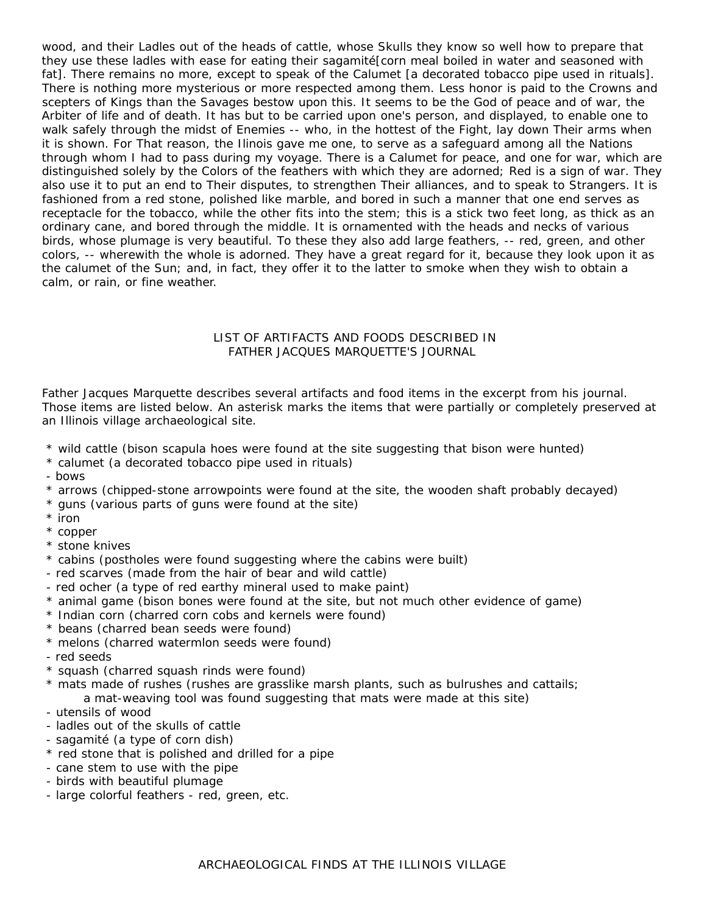wood, and their Ladles out of the heads of cattle, whose Skulls they know so well how to prepare that they use these ladles with ease for eating their sagamité[corn meal boiled in water and seasoned with fat]. There remains no more, except to speak of the Calumet [a decorated tobacco pipe used in rituals]. There is nothing more mysterious or more respected among them. Less honor is paid to the Crowns and scepters of Kings than the Savages bestow upon this. It seems to be the God of peace and of war, the Arbiter of life and of death. It has but to be carried upon one's person, and displayed, to enable one to walk safely through the midst of Enemies -- who, in the hottest of the Fight, lay down Their arms when it is shown. For That reason, the Ilinois gave me one, to serve as a safeguard among all the Nations through whom I had to pass during my voyage. There is a Calumet for peace, and one for war, which are distinguished solely by the Colors of the feathers with which they are adorned; Red is a sign of war. They also use it to put an end to Their disputes, to strengthen Their alliances, and to speak to Strangers. It is fashioned from a red stone, polished like marble, and bored in such a manner that one end serves as receptacle for the tobacco, while the other fits into the stem; this is a stick two feet long, as thick as an ordinary cane, and bored through the middle. It is ornamented with the heads and necks of various birds, whose plumage is very beautiful. To these they also add large feathers, -- red, green, and other colors, -- wherewith the whole is adorned. They have a great regard for it, because they look upon it as the calumet of the Sun; and, in fact, they offer it to the latter to smoke when they wish to obtain a calm, or rain, or fine weather.

## LIST OF ARTIFACTS AND FOODS DESCRIBED IN FATHER JACQUES MARQUETTE'S JOURNAL

Father Jacques Marquette describes several artifacts and food items in the excerpt from his journal. Those items are listed below. An asterisk marks the items that were partially or completely preserved at an Illinois village archaeological site.

\* wild cattle (bison scapula hoes were found at the site suggesting that bison were hunted)
\* calumet (a decorated tobacco pipe used in rituals)
\- bows
\* arrows (chipped-stone arrowpoints were found at the site, the wooden shaft probably decayed)
\* guns (various parts of guns were found at the site)
\* iron
\* copper
\* stone knives
\* cabins (postholes were found suggesting where the cabins were built)
\- red scarves (made from the hair of bear and wild cattle)
\- red ocher (a type of red earthy mineral used to make paint)
\* animal game (bison bones were found at the site, but not much other evidence of game)
\* Indian corn (charred corn cobs and kernels were found)
\* beans (charred bean seeds were found)
\* melons (charred watermlon seeds were found)
\- red seeds
\* squash (charred squash rinds were found)
\* mats made of rushes (rushes are grasslike marsh plants, such as bulrushes and cattails; a mat-weaving tool was found suggesting that mats were made at this site)
\- utensils of wood
\- ladles out of the skulls of cattle
\- sagamité (a type of corn dish)
\* red stone that is polished and drilled for a pipe
\- cane stem to use with the pipe
\- birds with beautiful plumage
\- large colorful feathers - red, green, etc.

## ARCHAEOLOGICAL FINDS AT THE ILLINOIS VILLAGE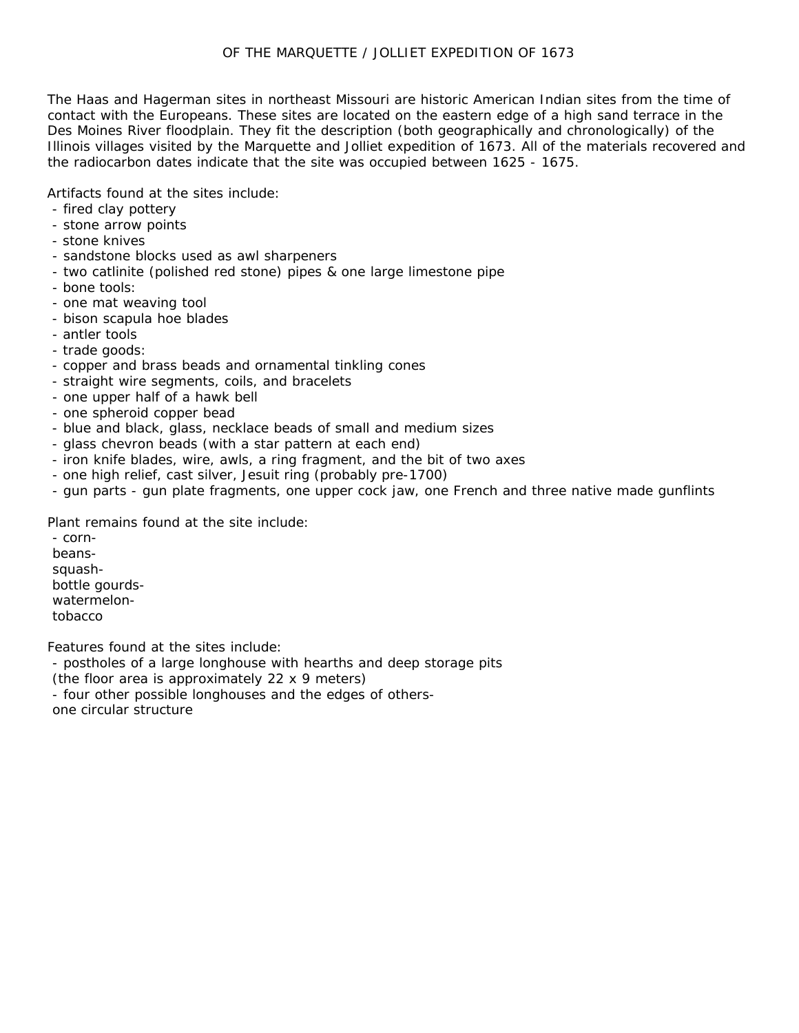# OF THE MARQUETTE / JOLLIET EXPEDITION OF 1673

The Haas and Hagerman sites in northeast Missouri are historic American Indian sites from the time of contact with the Europeans. These sites are located on the eastern edge of a high sand terrace in the Des Moines River floodplain. They fit the description (both geographically and chronologically) of the Illinois villages visited by the Marquette and Jolliet expedition of 1673. All of the materials recovered and the radiocarbon dates indicate that the site was occupied between 1625 - 1675.

Artifacts found at the sites include:

- fired clay pottery
- stone arrow points
- stone knives
- sandstone blocks used as awl sharpeners
- two catlinite (polished red stone) pipes & one large limestone pipe
- bone tools:
- one mat weaving tool
- bison scapula hoe blades
- antler tools
- trade goods:
- copper and brass beads and ornamental tinkling cones
- straight wire segments, coils, and bracelets
- one upper half of a hawk bell
- one spheroid copper bead
- blue and black, glass, necklace beads of small and medium sizes
- glass chevron beads (with a star pattern at each end)
- iron knife blades, wire, awls, a ring fragment, and the bit of two axes
- one high relief, cast silver, Jesuit ring (probably pre-1700)
- gun parts - gun plate fragments, one upper cock jaw, one French and three native made gunflints

Plant remains found at the site include:

- corn-
beans-
squash-
bottle gourds-
watermelon-
tobacco

Features found at the sites include:

- postholes of a large longhouse with hearths and deep storage pits
(the floor area is approximately 22 x 9 meters)
- four other possible longhouses and the edges of others-
one circular structure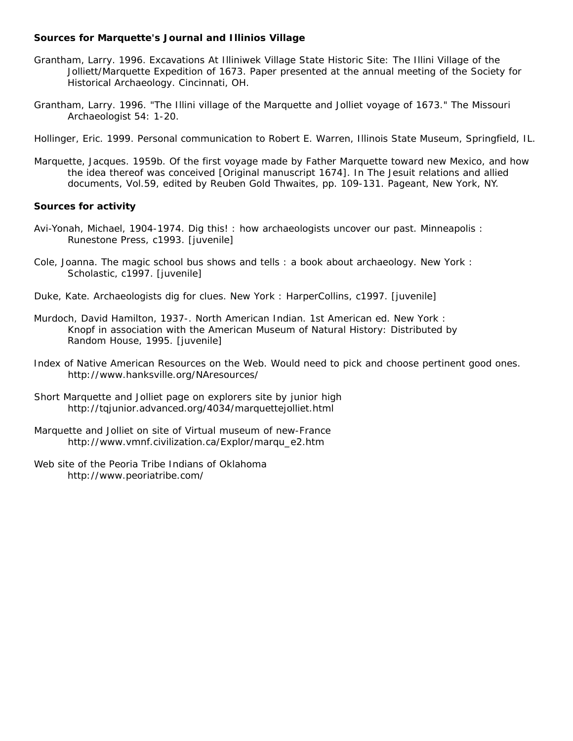**Sources for Marquette's Journal and Illinios Village**

Grantham, Larry. 1996. Excavations At Illiniwek Village State Historic Site: The Illini Village of the Jolliett/Marquette Expedition of 1673. Paper presented at the annual meeting of the Society for Historical Archaeology. Cincinnati, OH.

Grantham, Larry. 1996. "The Illini village of the Marquette and Jolliet voyage of 1673." The Missouri Archaeologist 54: 1-20.

Hollinger, Eric. 1999. Personal communication to Robert E. Warren, Illinois State Museum, Springfield, IL.

Marquette, Jacques. 1959b. Of the first voyage made by Father Marquette toward new Mexico, and how the idea thereof was conceived [Original manuscript 1674]. In The Jesuit relations and allied documents, Vol.59, edited by Reuben Gold Thwaites, pp. 109-131. Pageant, New York, NY.

**Sources for activity**

Avi-Yonah, Michael, 1904-1974. Dig this! : how archaeologists uncover our past. Minneapolis : Runestone Press, c1993. [juvenile]

Cole, Joanna. The magic school bus shows and tells : a book about archaeology. New York : Scholastic, c1997. [juvenile]

Duke, Kate. Archaeologists dig for clues. New York : HarperCollins, c1997. [juvenile]

Murdoch, David Hamilton, 1937-. North American Indian. 1st American ed. New York : Knopf in association with the American Museum of Natural History: Distributed by Random House, 1995. [juvenile]

Index of Native American Resources on the Web. Would need to pick and choose pertinent good ones. http://www.hanksville.org/NAresources/

Short Marquette and Jolliet page on explorers site by junior high http://tqjunior.advanced.org/4034/marquettejolliet.html

Marquette and Jolliet on site of Virtual museum of new-France http://www.vmnf.civilization.ca/Explor/marqu_e2.htm

Web site of the Peoria Tribe Indians of Oklahoma http://www.peoriatribe.com/